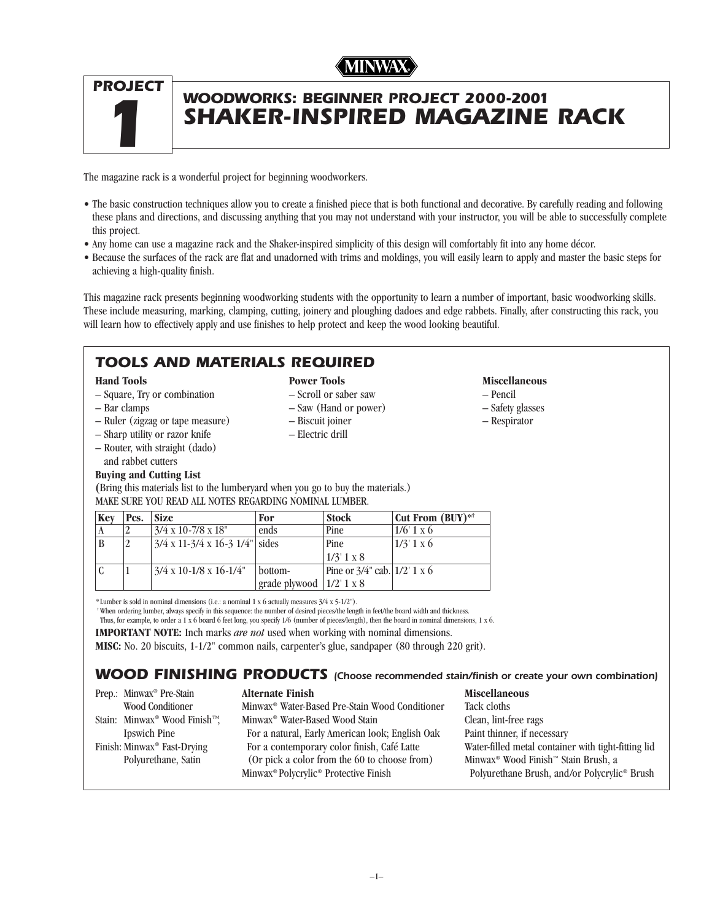MINWAX

# PROJECT 1

## WOODWORKS: BEGINNER PROJECT 2000-2001
# SHAKER-INSPIRED MAGAZINE RACK

The magazine rack is a wonderful project for beginning woodworkers.

- The basic construction techniques allow you to create a finished piece that is both functional and decorative. By carefully reading and following these plans and directions, and discussing anything that you may not understand with your instructor, you will be able to successfully complete this project.
- Any home can use a magazine rack and the Shaker-inspired simplicity of this design will comfortably fit into any home décor.
- Because the surfaces of the rack are flat and unadorned with trims and moldings, you will easily learn to apply and master the basic steps for achieving a high-quality finish.

This magazine rack presents beginning woodworking students with the opportunity to learn a number of important, basic woodworking skills. These include measuring, marking, clamping, cutting, joinery and ploughing dadoes and edge rabbets. Finally, after constructing this rack, you will learn how to effectively apply and use finishes to help protect and keep the wood looking beautiful.

## TOOLS AND MATERIALS REQUIRED

**Hand Tools**
- Square, Try or combination
- Bar clamps
- Ruler (zigzag or tape measure)
- Sharp utility or razor knife
- Router, with straight (dado) and rabbet cutters

**Power Tools**
- Scroll or saber saw
- Saw (Hand or power)
- Biscuit joiner
- Electric drill

**Miscellaneous**
- Pencil
- Safety glasses
- Respirator

**Buying and Cutting List**
**(**Bring this materials list to the lumberyard when you go to buy the materials.)
MAKE SURE YOU READ ALL NOTES REGARDING NOMINAL LUMBER.

| Key | Pcs. | Size | For | Stock | Cut From (BUY)*† |
|---|---|---|---|---|---|
| A | 2 | 3/4 x 10-7/8 x 18" | ends | Pine | 1/6' 1 x 6 |
| B | 2 | 3/4 x 11-3/4 x 16-3 1/4" | sides | Pine 1/3' 1 x 8 | 1/3' 1 x 6 |
| C | 1 | 3/4 x 10-1/8 x 16-1/4" | bottom-grade plywood | Pine or 3/4" cab. 1/2' 1 x 8 | 1/2' 1 x 6 |

*Lumber is sold in nominal dimensions (i.e.: a nominal 1 x 6 actually measures 3/4 x 5-1/2").
† When ordering lumber, always specify in this sequence: the number of desired pieces/the length in feet/the board width and thickness. Thus, for example, to order a 1 x 6 board 6 feet long, you specify 1/6 (number of pieces/length), then the board in nominal dimensions, 1 x 6.

**IMPORTANT NOTE:** Inch marks *are not* used when working with nominal dimensions.
**MISC:** No. 20 biscuits, 1-1/2" common nails, carpenter's glue, sandpaper (80 through 220 grit).

## WOOD FINISHING PRODUCTS *(Choose recommended stain/finish or create your own combination)*

Prep.: Minwax® Pre-Stain Wood Conditioner
Stain: Minwax® Wood Finish™, Ipswich Pine
Finish: Minwax® Fast-Drying Polyurethane, Satin

**Alternate Finish**
Minwax® Water-Based Pre-Stain Wood Conditioner
Minwax® Water-Based Wood Stain
For a natural, Early American look; English Oak
For a contemporary color finish, Café Latte
(Or pick a color from the 60 to choose from)
Minwax® Polycrylic® Protective Finish

**Miscellaneous**
Tack cloths
Clean, lint-free rags
Paint thinner, if necessary
Water-filled metal container with tight-fitting lid
Minwax® Wood Finish™ Stain Brush, a Polyurethane Brush, and/or Polycrylic® Brush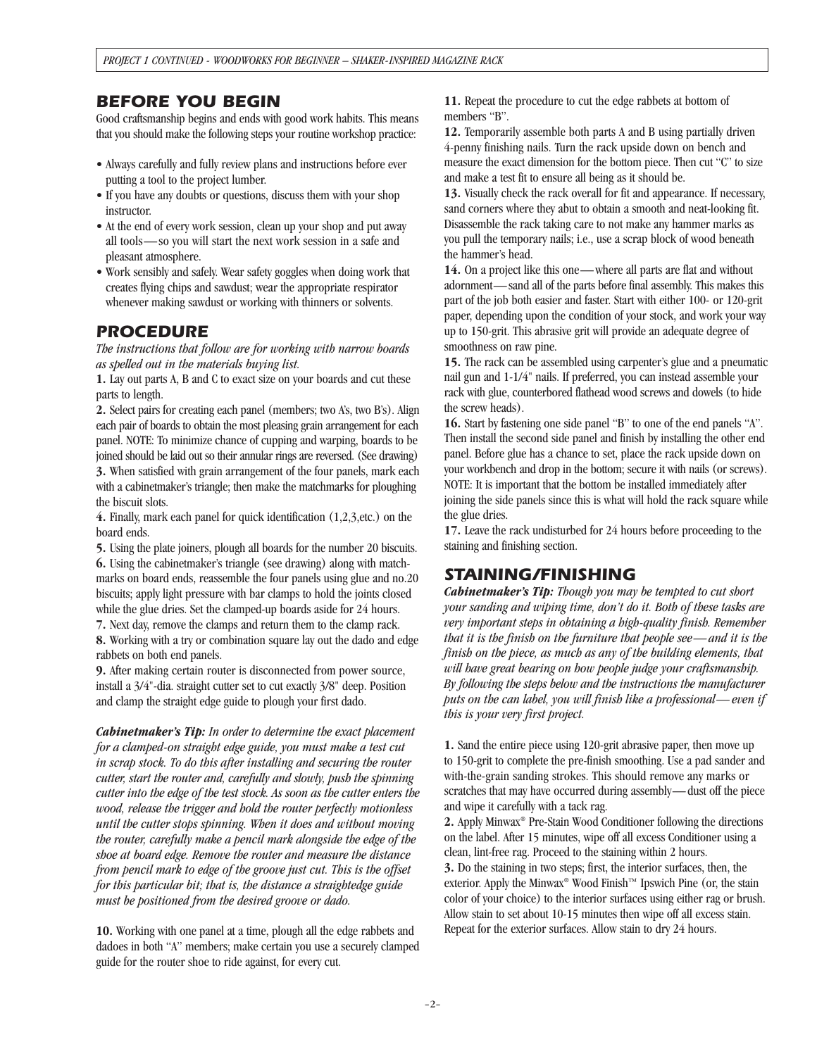## BEFORE YOU BEGIN

Good craftsmanship begins and ends with good work habits. This means that you should make the following steps your routine workshop practice:

- Always carefully and fully review plans and instructions before ever putting a tool to the project lumber.
- If you have any doubts or questions, discuss them with your shop instructor.
- At the end of every work session, clean up your shop and put away all tools — so you will start the next work session in a safe and pleasant atmosphere.
- Work sensibly and safely. Wear safety goggles when doing work that creates flying chips and sawdust; wear the appropriate respirator whenever making sawdust or working with thinners or solvents.

## PROCEDURE

*The instructions that follow are for working with narrow boards as spelled out in the materials buying list.*

**1.** Lay out parts A, B and C to exact size on your boards and cut these parts to length.

**2.** Select pairs for creating each panel (members; two A's, two B's). Align each pair of boards to obtain the most pleasing grain arrangement for each panel. NOTE: To minimize chance of cupping and warping, boards to be joined should be laid out so their annular rings are reversed. (See drawing)

**3.** When satisfied with grain arrangement of the four panels, mark each with a cabinetmaker's triangle; then make the matchmarks for ploughing the biscuit slots.

**4.** Finally, mark each panel for quick identification (1,2,3,etc.) on the board ends.

**5.** Using the plate joiners, plough all boards for the number 20 biscuits.

**6.** Using the cabinetmaker's triangle (see drawing) along with matchmarks on board ends, reassemble the four panels using glue and no.20 biscuits; apply light pressure with bar clamps to hold the joints closed while the glue dries. Set the clamped-up boards aside for 24 hours.

**7.** Next day, remove the clamps and return them to the clamp rack.

**8.** Working with a try or combination square lay out the dado and edge rabbets on both end panels.

**9.** After making certain router is disconnected from power source, install a 3/4"-dia. straight cutter set to cut exactly 3/8" deep. Position and clamp the straight edge guide to plough your first dado.

***Cabinetmaker's Tip:*** *In order to determine the exact placement for a clamped-on straight edge guide, you must make a test cut in scrap stock. To do this after installing and securing the router cutter, start the router and, carefully and slowly, push the spinning cutter into the edge of the test stock. As soon as the cutter enters the wood, release the trigger and hold the router perfectly motionless until the cutter stops spinning. When it does and without moving the router, carefully make a pencil mark alongside the edge of the shoe at board edge. Remove the router and measure the distance from pencil mark to edge of the groove just cut. This is the offset for this particular bit; that is, the distance a straightedge guide must be positioned from the desired groove or dado.*

**10.** Working with one panel at a time, plough all the edge rabbets and dadoes in both "A" members; make certain you use a securely clamped guide for the router shoe to ride against, for every cut.

**11.** Repeat the procedure to cut the edge rabbets at bottom of members "B".

**12.** Temporarily assemble both parts A and B using partially driven 4-penny finishing nails. Turn the rack upside down on bench and measure the exact dimension for the bottom piece. Then cut "C" to size and make a test fit to ensure all being as it should be.

**13.** Visually check the rack overall for fit and appearance. If necessary, sand corners where they abut to obtain a smooth and neat-looking fit. Disassemble the rack taking care to not make any hammer marks as you pull the temporary nails; i.e., use a scrap block of wood beneath the hammer's head.

**14.** On a project like this one — where all parts are flat and without adornment — sand all of the parts before final assembly. This makes this part of the job both easier and faster. Start with either 100- or 120-grit paper, depending upon the condition of your stock, and work your way up to 150-grit. This abrasive grit will provide an adequate degree of smoothness on raw pine.

**15.** The rack can be assembled using carpenter's glue and a pneumatic nail gun and 1-1/4" nails. If preferred, you can instead assemble your rack with glue, counterbored flathead wood screws and dowels (to hide the screw heads).

**16.** Start by fastening one side panel "B" to one of the end panels "A". Then install the second side panel and finish by installing the other end panel. Before glue has a chance to set, place the rack upside down on your workbench and drop in the bottom; secure it with nails (or screws). NOTE: It is important that the bottom be installed immediately after joining the side panels since this is what will hold the rack square while the glue dries.

**17.** Leave the rack undisturbed for 24 hours before proceeding to the staining and finishing section.

## STAINING/FINISHING

***Cabinetmaker's Tip:*** *Though you may be tempted to cut short your sanding and wiping time, don't do it. Both of these tasks are very important steps in obtaining a high-quality finish. Remember that it is the finish on the furniture that people see — and it is the finish on the piece, as much as any of the building elements, that will have great bearing on how people judge your craftsmanship. By following the steps below and the instructions the manufacturer puts on the can label, you will finish like a professional — even if this is your very first project.*

**1.** Sand the entire piece using 120-grit abrasive paper, then move up to 150-grit to complete the pre-finish smoothing. Use a pad sander and with-the-grain sanding strokes. This should remove any marks or scratches that may have occurred during assembly — dust off the piece and wipe it carefully with a tack rag.

**2.** Apply Minwax® Pre-Stain Wood Conditioner following the directions on the label. After 15 minutes, wipe off all excess Conditioner using a clean, lint-free rag. Proceed to the staining within 2 hours.

**3.** Do the staining in two steps; first, the interior surfaces, then, the exterior. Apply the Minwax® Wood Finish™ Ipswich Pine (or, the stain color of your choice) to the interior surfaces using either rag or brush. Allow stain to set about 10-15 minutes then wipe off all excess stain. Repeat for the exterior surfaces. Allow stain to dry 24 hours.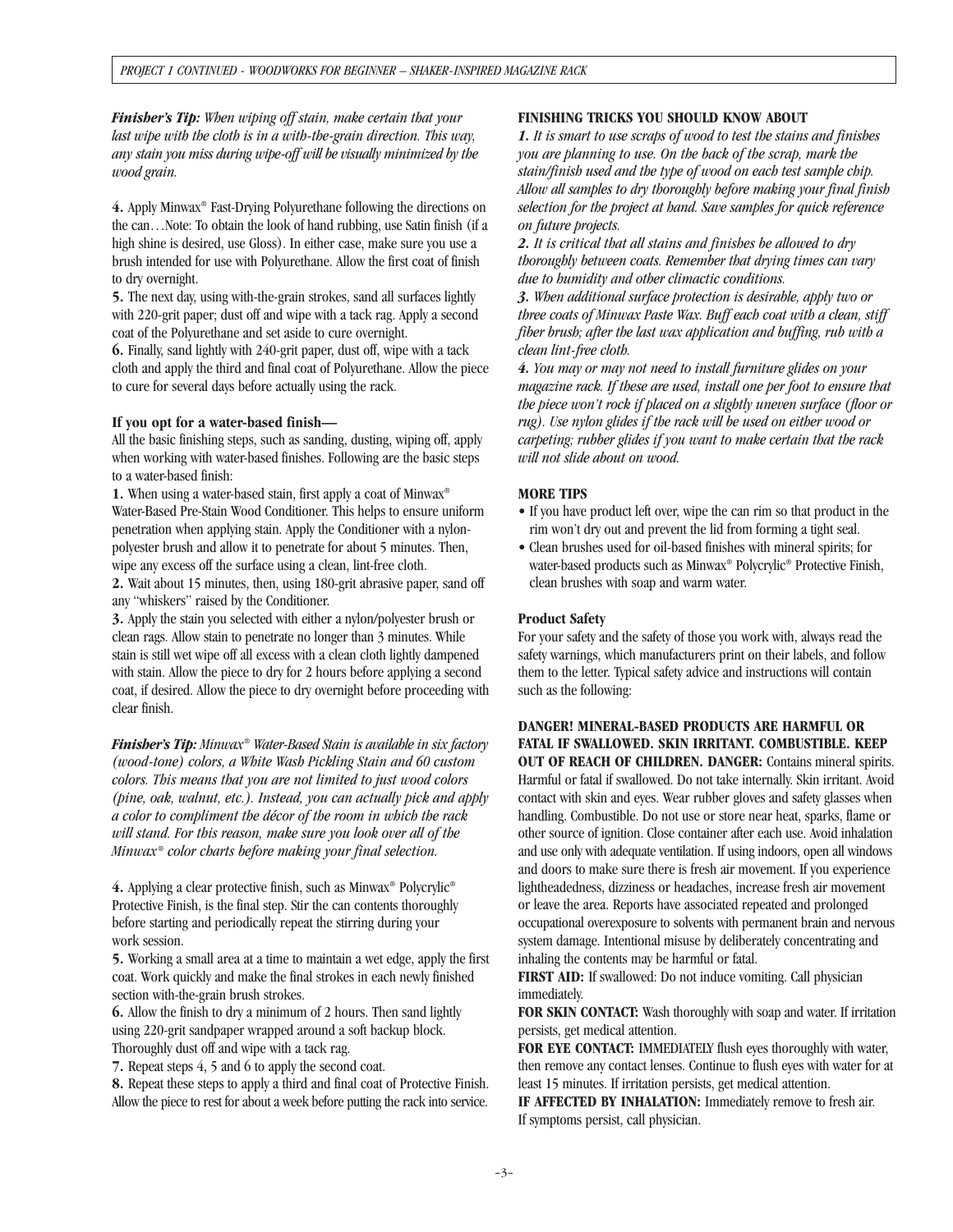***Finisher's Tip:** When wiping off stain, make certain that your last wipe with the cloth is in a with-the-grain direction. This way, any stain you miss during wipe-off will be visually minimized by the wood grain.*

**4.** Apply Minwax® Fast-Drying Polyurethane following the directions on the can…Note: To obtain the look of hand rubbing, use Satin finish (if a high shine is desired, use Gloss). In either case, make sure you use a brush intended for use with Polyurethane. Allow the first coat of finish to dry overnight.

**5.** The next day, using with-the-grain strokes, sand all surfaces lightly with 220-grit paper; dust off and wipe with a tack rag. Apply a second coat of the Polyurethane and set aside to cure overnight.

**6.** Finally, sand lightly with 240-grit paper, dust off, wipe with a tack cloth and apply the third and final coat of Polyurethane. Allow the piece to cure for several days before actually using the rack.

### If you opt for a water-based finish—

All the basic finishing steps, such as sanding, dusting, wiping off, apply when working with water-based finishes. Following are the basic steps to a water-based finish:

**1.** When using a water-based stain, first apply a coat of Minwax® Water-Based Pre-Stain Wood Conditioner. This helps to ensure uniform penetration when applying stain. Apply the Conditioner with a nylon-polyester brush and allow it to penetrate for about 5 minutes. Then, wipe any excess off the surface using a clean, lint-free cloth.

**2.** Wait about 15 minutes, then, using 180-grit abrasive paper, sand off any "whiskers" raised by the Conditioner.

**3.** Apply the stain you selected with either a nylon/polyester brush or clean rags. Allow stain to penetrate no longer than 3 minutes. While stain is still wet wipe off all excess with a clean cloth lightly dampened with stain. Allow the piece to dry for 2 hours before applying a second coat, if desired. Allow the piece to dry overnight before proceeding with clear finish.

***Finisher's Tip:** Minwax® Water-Based Stain is available in six factory (wood-tone) colors, a White Wash Pickling Stain and 60 custom colors. This means that you are not limited to just wood colors (pine, oak, walnut, etc.). Instead, you can actually pick and apply a color to compliment the décor of the room in which the rack will stand. For this reason, make sure you look over all of the Minwax® color charts before making your final selection.*

**4.** Applying a clear protective finish, such as Minwax® Polycrylic® Protective Finish, is the final step. Stir the can contents thoroughly before starting and periodically repeat the stirring during your work session.

**5.** Working a small area at a time to maintain a wet edge, apply the first coat. Work quickly and make the final strokes in each newly finished section with-the-grain brush strokes.

**6.** Allow the finish to dry a minimum of 2 hours. Then sand lightly using 220-grit sandpaper wrapped around a soft backup block. Thoroughly dust off and wipe with a tack rag.

**7.** Repeat steps 4, 5 and 6 to apply the second coat.

**8.** Repeat these steps to apply a third and final coat of Protective Finish. Allow the piece to rest for about a week before putting the rack into service.

### FINISHING TRICKS YOU SHOULD KNOW ABOUT

***1.** It is smart to use scraps of wood to test the stains and finishes you are planning to use. On the back of the scrap, mark the stain/finish used and the type of wood on each test sample chip. Allow all samples to dry thoroughly before making your final finish selection for the project at hand. Save samples for quick reference on future projects.*

***2.** It is critical that all stains and finishes be allowed to dry thoroughly between coats. Remember that drying times can vary due to humidity and other climactic conditions.*

***3.** When additional surface protection is desirable, apply two or three coats of Minwax Paste Wax. Buff each coat with a clean, stiff fiber brush; after the last wax application and buffing, rub with a clean lint-free cloth.*

***4.** You may or may not need to install furniture glides on your magazine rack. If these are used, install one per foot to ensure that the piece won't rock if placed on a slightly uneven surface (floor or rug). Use nylon glides if the rack will be used on either wood or carpeting; rubber glides if you want to make certain that the rack will not slide about on wood.*

### MORE TIPS

- If you have product left over, wipe the can rim so that product in the rim won't dry out and prevent the lid from forming a tight seal.
- Clean brushes used for oil-based finishes with mineral spirits; for water-based products such as Minwax® Polycrylic® Protective Finish, clean brushes with soap and warm water.

### Product Safety

For your safety and the safety of those you work with, always read the safety warnings, which manufacturers print on their labels, and follow them to the letter. Typical safety advice and instructions will contain such as the following:

**DANGER! MINERAL-BASED PRODUCTS ARE HARMFUL OR FATAL IF SWALLOWED. SKIN IRRITANT. COMBUSTIBLE. KEEP OUT OF REACH OF CHILDREN. DANGER:** Contains mineral spirits. Harmful or fatal if swallowed. Do not take internally. Skin irritant. Avoid contact with skin and eyes. Wear rubber gloves and safety glasses when handling. Combustible. Do not use or store near heat, sparks, flame or other source of ignition. Close container after each use. Avoid inhalation and use only with adequate ventilation. If using indoors, open all windows and doors to make sure there is fresh air movement. If you experience lightheadedness, dizziness or headaches, increase fresh air movement or leave the area. Reports have associated repeated and prolonged occupational overexposure to solvents with permanent brain and nervous system damage. Intentional misuse by deliberately concentrating and inhaling the contents may be harmful or fatal.

**FIRST AID:** If swallowed: Do not induce vomiting. Call physician immediately.

**FOR SKIN CONTACT:** Wash thoroughly with soap and water. If irritation persists, get medical attention.

**FOR EYE CONTACT:** IMMEDIATELY flush eyes thoroughly with water, then remove any contact lenses. Continue to flush eyes with water for at least 15 minutes. If irritation persists, get medical attention.

**IF AFFECTED BY INHALATION:** Immediately remove to fresh air. If symptoms persist, call physician.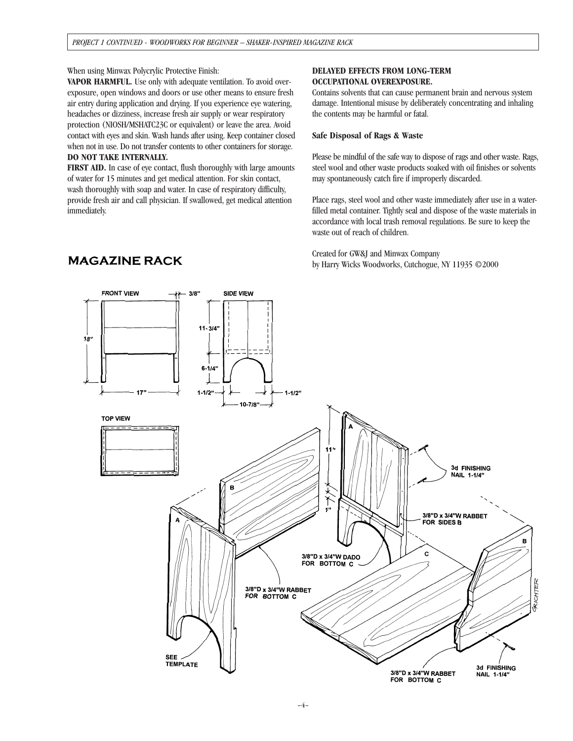When using Minwax Polycrylic Protective Finish:

**VAPOR HARMFUL.** Use only with adequate ventilation. To avoid overexposure, open windows and doors or use other means to ensure fresh air entry during application and drying. If you experience eye watering, headaches or dizziness, increase fresh air supply or wear respiratory protection (NIOSH/MSHATC23C or equivalent) or leave the area. Avoid contact with eyes and skin. Wash hands after using. Keep container closed when not in use. Do not transfer contents to other containers for storage.
**DO NOT TAKE INTERNALLY.**

**FIRST AID.** In case of eye contact, flush thoroughly with large amounts of water for 15 minutes and get medical attention. For skin contact, wash thoroughly with soap and water. In case of respiratory difficulty, provide fresh air and call physician. If swallowed, get medical attention immediately.

**DELAYED EFFECTS FROM LONG-TERM OCCUPATIONAL OVEREXPOSURE.**
Contains solvents that can cause permanent brain and nervous system damage. Intentional misuse by deliberately concentrating and inhaling the contents may be harmful or fatal.

**Safe Disposal of Rags & Waste**

Please be mindful of the safe way to dispose of rags and other waste. Rags, steel wool and other waste products soaked with oil finishes or solvents may spontaneously catch fire if improperly discarded.

Place rags, steel wool and other waste immediately after use in a water-filled metal container. Tightly seal and dispose of the waste materials in accordance with local trash removal regulations. Be sure to keep the waste out of reach of children.

Created for GW&J and Minwax Company
by Harry Wicks Woodworks, Cutchogue, NY 11935 ©2000

## MAGAZINE RACK

FRONT VIEW — 18" — 17" — 3/8"

SIDE VIEW — 11-3/4" — 6-1/4" — 1-1/2" — 10-7/8" — 1-1/2"

TOP VIEW

A — B — C — 11" — 1"

3d FINISHING NAIL 1-1/4"

3/8"D x 3/4"W RABBET FOR SIDES B

3/8"D x 3/4"W DADO FOR BOTTOM C

3/8"D x 3/4"W RABBET FOR BOTTOM C

SEE TEMPLATE

3/8"D x 3/4"W RABBET FOR BOTTOM C

3d FINISHING NAIL 1-1/4"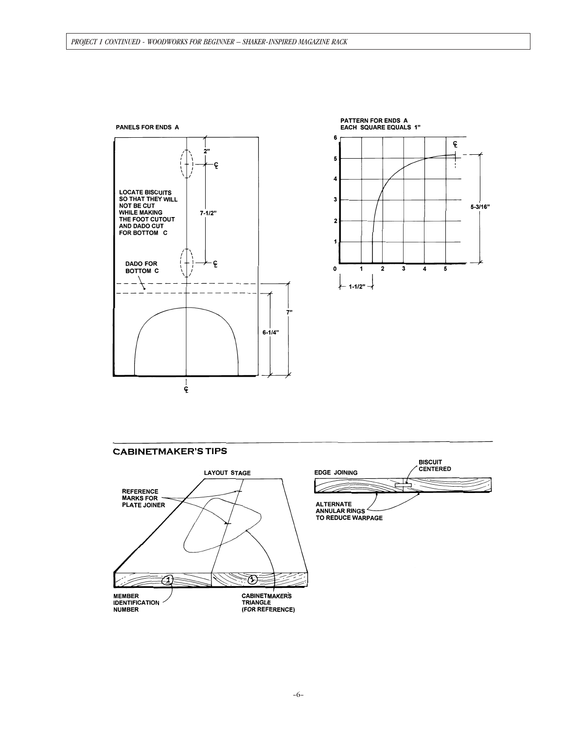PANELS FOR ENDS A

2"

7-1/2"

LOCATE BISCUITS SO THAT THEY WILL NOT BE CUT WHILE MAKING THE FOOT CUTOUT AND DADO CUT FOR BOTTOM C

DADO FOR BOTTOM C

7"

6-1/4"

PATTERN FOR ENDS A
EACH SQUARE EQUALS 1"

6
5
4
3
2
1
0 1 2 3 4 5

5-3/16"

1-1/2"

## CABINETMAKER'S TIPS

LAYOUT STAGE

REFERENCE MARKS FOR PLATE JOINER

MEMBER IDENTIFICATION NUMBER

CABINETMAKERS TRIANGLE (FOR REFERENCE)

EDGE JOINING

BISCUIT CENTERED

ALTERNATE ANNULAR RINGS TO REDUCE WARPAGE